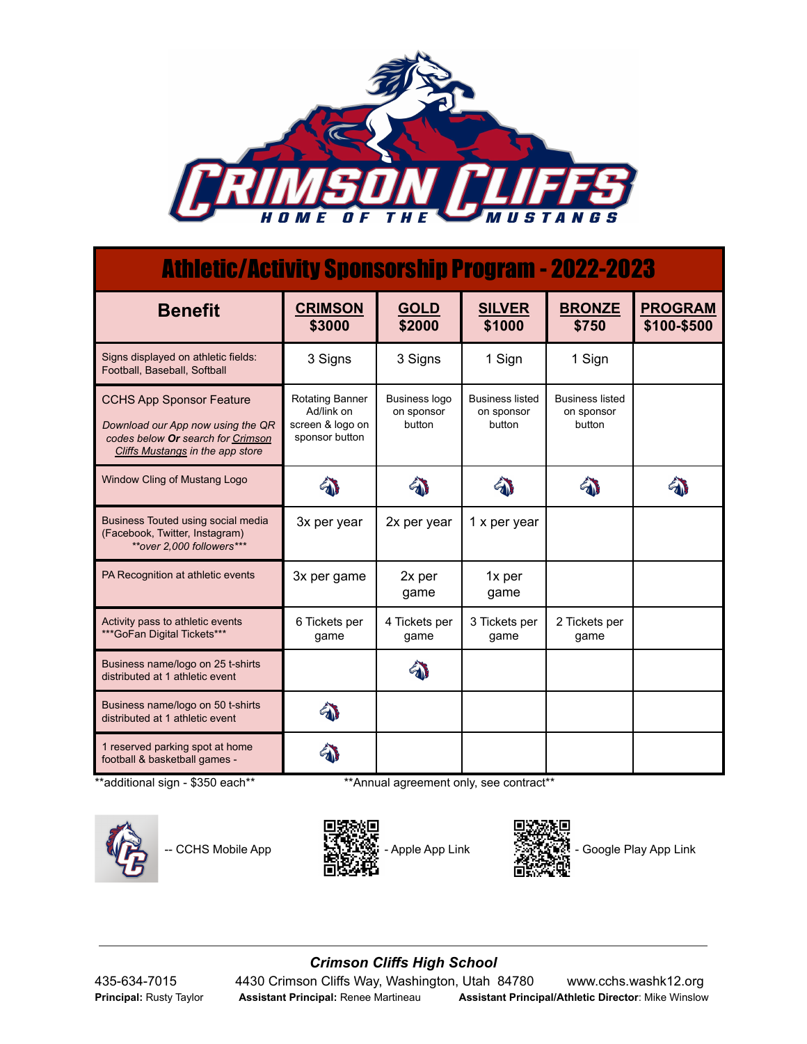# Crimson Cliffs

HOME OF THE MUSTANGS

## Athletic/Activity Sponsorship Program - 2022-2023

| Benefit | CRIMSON $3000 | GOLD $2000 | SILVER $1000 | BRONZE $750 | PROGRAM $100-$500 |
|---|---|---|---|---|---|
| Signs displayed on athletic fields: Football, Baseball, Softball | 3 Signs | 3 Signs | 1 Sign | 1 Sign | |
| CCHS App Sponsor Feature *Download our App now using the QR codes below **Or** search for Crimson Cliffs Mustangs in the app store* | Rotating Banner Ad/link on screen & logo on sponsor button | Business logo on sponsor button | Business listed on sponsor button | Business listed on sponsor button | |
| Window Cling of Mustang Logo | ✓ | ✓ | ✓ | ✓ | ✓ |
| Business Touted using social media (Facebook, Twitter, Instagram) *\*\*over 2,000 followers\*\*\** | 3x per year | 2x per year | 1 x per year | | |
| PA Recognition at athletic events | 3x per game | 2x per game | 1x per game | | |
| Activity pass to athletic events \*\*\*GoFan Digital Tickets\*\*\* | 6 Tickets per game | 4 Tickets per game | 3 Tickets per game | 2 Tickets per game | |
| Business name/logo on 25 t-shirts distributed at 1 athletic event | | ✓ | | | |
| Business name/logo on 50 t-shirts distributed at 1 athletic event | ✓ | | | | |
| 1 reserved parking spot at home football & basketball games - | ✓ | | | | |

\*\*additional sign - $350 each\*\* \*\*Annual agreement only, see contract\*\*

-- CCHS Mobile App - Apple App Link - Google Play App Link

---

***Crimson Cliffs High School***

435-634-7015 4430 Crimson Cliffs Way, Washington, Utah 84780 www.cchs.washk12.org

**Principal:** Rusty Taylor **Assistant Principal:** Renee Martineau **Assistant Principal/Athletic Director**: Mike Winslow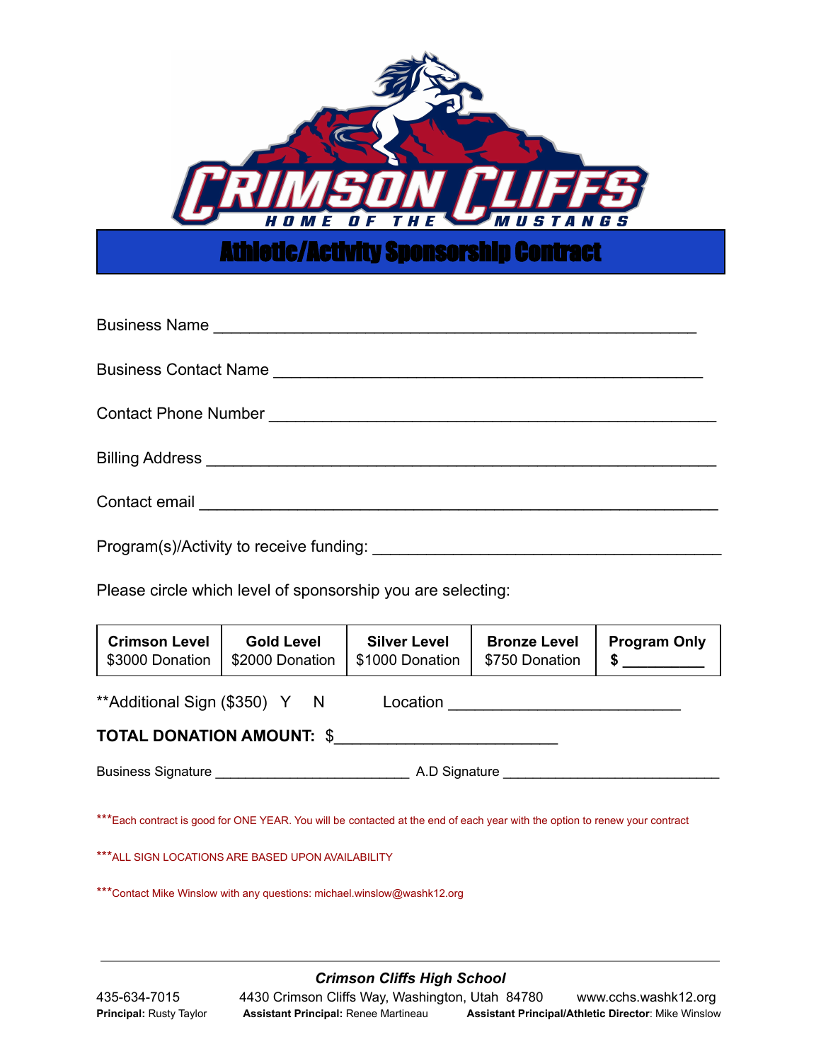CRIMSON CLIFFS

HOME OF THE MUSTANGS

# Athletic/Activity Sponsorship Contract

Business Name ___________________________________________________

Business Contact Name _______________________________________________

Contact Phone Number ________________________________________________

Billing Address ____________________________________________________

Contact email _____________________________________________________

Program(s)/Activity to receive funding: ___________________________________

Please circle which level of sponsorship you are selecting:

| | | | | |
|---|---|---|---|---|
| **Crimson Level**<br>$3000 Donation | **Gold Level**<br>$2000 Donation | **Silver Level**<br>$1000 Donation | **Bronze Level**<br>$750 Donation | **Program Only**<br>**$** __________ |

**Additional Sign ($350) Y N Location ___________________________

**TOTAL DONATION AMOUNT:** $__________________________

Business Signature ___________________________ A.D Signature ______________________________

***Each contract is good for ONE YEAR. You will be contacted at the end of each year with the option to renew your contract

***ALL SIGN LOCATIONS ARE BASED UPON AVAILABILITY

***Contact Mike Winslow with any questions: michael.winslow@washk12.org

***Crimson Cliffs High School***

435-634-7015 4430 Crimson Cliffs Way, Washington, Utah 84780 www.cchs.washk12.org

**Principal:** Rusty Taylor **Assistant Principal:** Renee Martineau **Assistant Principal/Athletic Director**: Mike Winslow